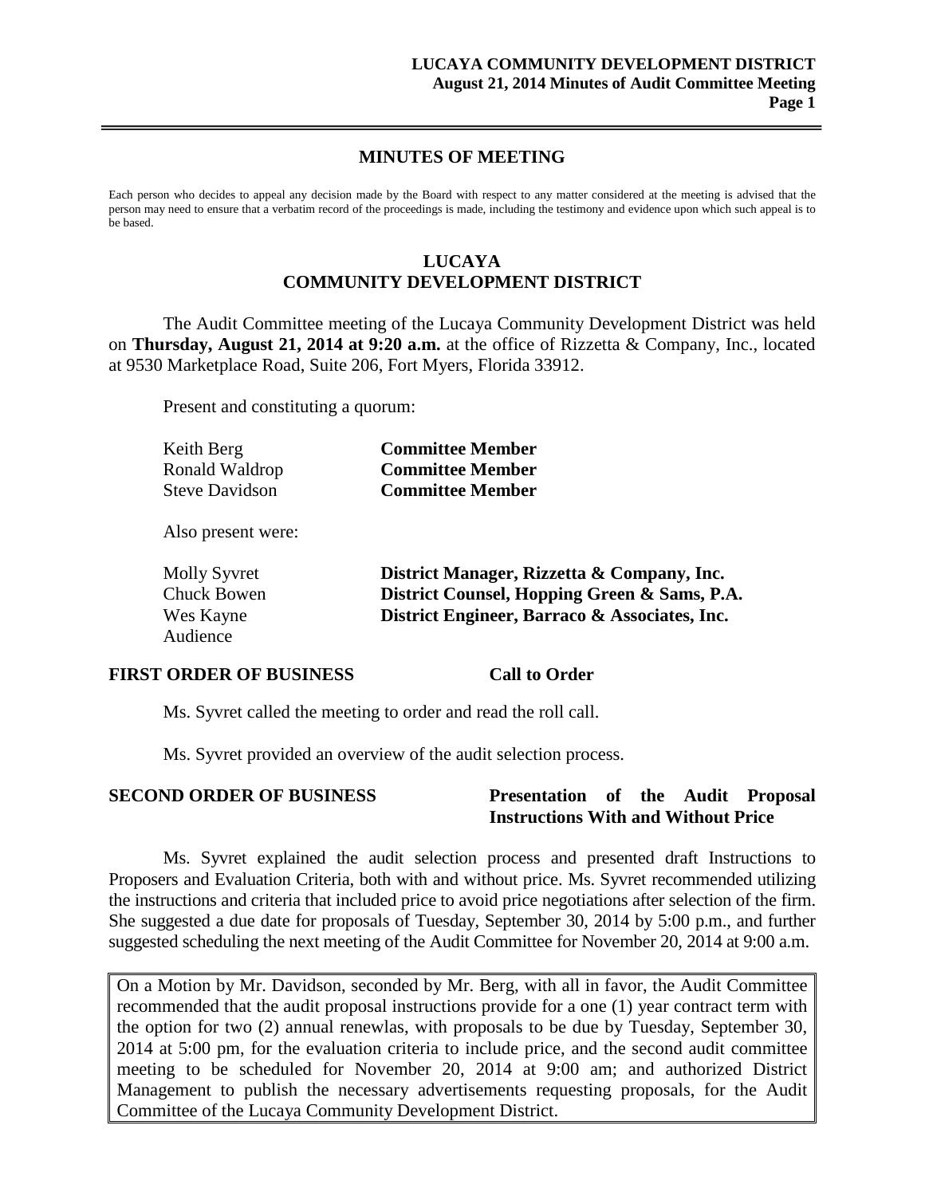## MINUTES OF MEETING

Each person who decides to appeal any decision made by the Board with respect to any matter considered at the meeting is advised that the person may need to ensure that a verbatim record of the proceedings is made, including the testimony and evidence upon which such appeal is to be based.

# LUCAYA COMMUNITY DEVELOPMENT DISTRICT

The Audit Committee meeting of the Lucaya Community Development District was held on **Thursday, August 21, 2014 at 9:20 a.m.** at the office of Rizzetta & Company, Inc., located at 9530 Marketplace Road, Suite 206, Fort Myers, Florida 33912.

Present and constituting a quorum:

| | |
|---|---|
| Keith Berg | **Committee Member** |
| Ronald Waldrop | **Committee Member** |
| Steve Davidson | **Committee Member** |

Also present were:

| | |
|---|---|
| Molly Syvret | **District Manager, Rizzetta & Company, Inc.** |
| Chuck Bowen | **District Counsel, Hopping Green & Sams, P.A.** |
| Wes Kayne | **District Engineer, Barraco & Associates, Inc.** |
| Audience | |

### FIRST ORDER OF BUSINESS — Call to Order

Ms. Syvret called the meeting to order and read the roll call.

Ms. Syvret provided an overview of the audit selection process.

### SECOND ORDER OF BUSINESS — Presentation of the Audit Proposal Instructions With and Without Price

Ms. Syvret explained the audit selection process and presented draft Instructions to Proposers and Evaluation Criteria, both with and without price. Ms. Syvret recommended utilizing the instructions and criteria that included price to avoid price negotiations after selection of the firm. She suggested a due date for proposals of Tuesday, September 30, 2014 by 5:00 p.m., and further suggested scheduling the next meeting of the Audit Committee for November 20, 2014 at 9:00 a.m.

> On a Motion by Mr. Davidson, seconded by Mr. Berg, with all in favor, the Audit Committee recommended that the audit proposal instructions provide for a one (1) year contract term with the option for two (2) annual renewlas, with proposals to be due by Tuesday, September 30, 2014 at 5:00 pm, for the evaluation criteria to include price, and the second audit committee meeting to be scheduled for November 20, 2014 at 9:00 am; and authorized District Management to publish the necessary advertisements requesting proposals, for the Audit Committee of the Lucaya Community Development District.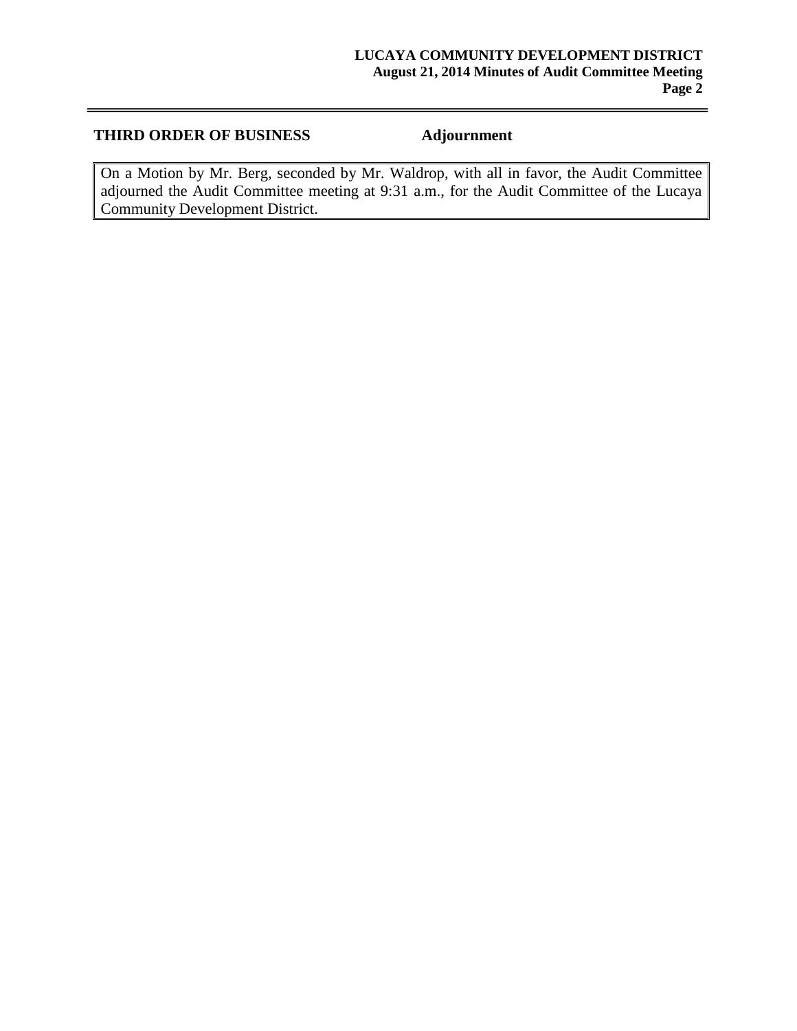**THIRD ORDER OF BUSINESS** **Adjournment**

On a Motion by Mr. Berg, seconded by Mr. Waldrop, with all in favor, the Audit Committee adjourned the Audit Committee meeting at 9:31 a.m., for the Audit Committee of the Lucaya Community Development District.